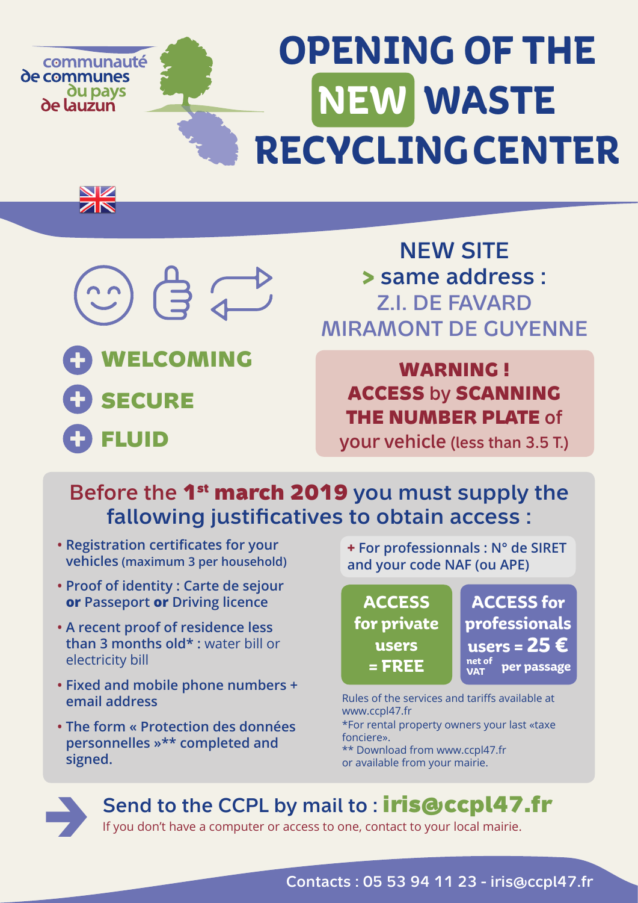communauté de communes du pays de lauzun

# OPENING OF THE NEW WASTE RECYCLING CENTER

## NEW SITE

**> same address :**
Z.I. DE FAVARD
MIRAMONT DE GUYENNE

**+ WELCOMING**

**+ SECURE**

**+ FLUID**

**WARNING !**
**ACCESS** by **SCANNING THE NUMBER PLATE** of your vehicle (less than 3.5 T.)

## Before the 1st march 2019 you must supply the fallowing justificatives to obtain access :

- Registration certificates for your vehicles (maximum 3 per household)
- Proof of identity : Carte de sejour **or** Passeport **or** Driving licence
- A recent proof of residence less than 3 months old* : water bill or electricity bill
- Fixed and mobile phone numbers + email address
- The form « Protection des données personnelles »** completed and signed.

**+** For professionnals : N° de SIRET and your code NAF (ou APE)

**ACCESS for private users = FREE**

**ACCESS for professionals users = 25 €** net of VAT per passage

Rules of the services and tariffs available at www.ccpl47.fr

*For rental property owners your last «taxe fonciere».

** Download from www.ccpl47.fr or available from your mairie.

**Send to the CCPL by mail to : iris@ccpl47.fr**

If you don't have a computer or access to one, contact to your local mairie.

Contacts : 05 53 94 11 23 - iris@ccpl47.fr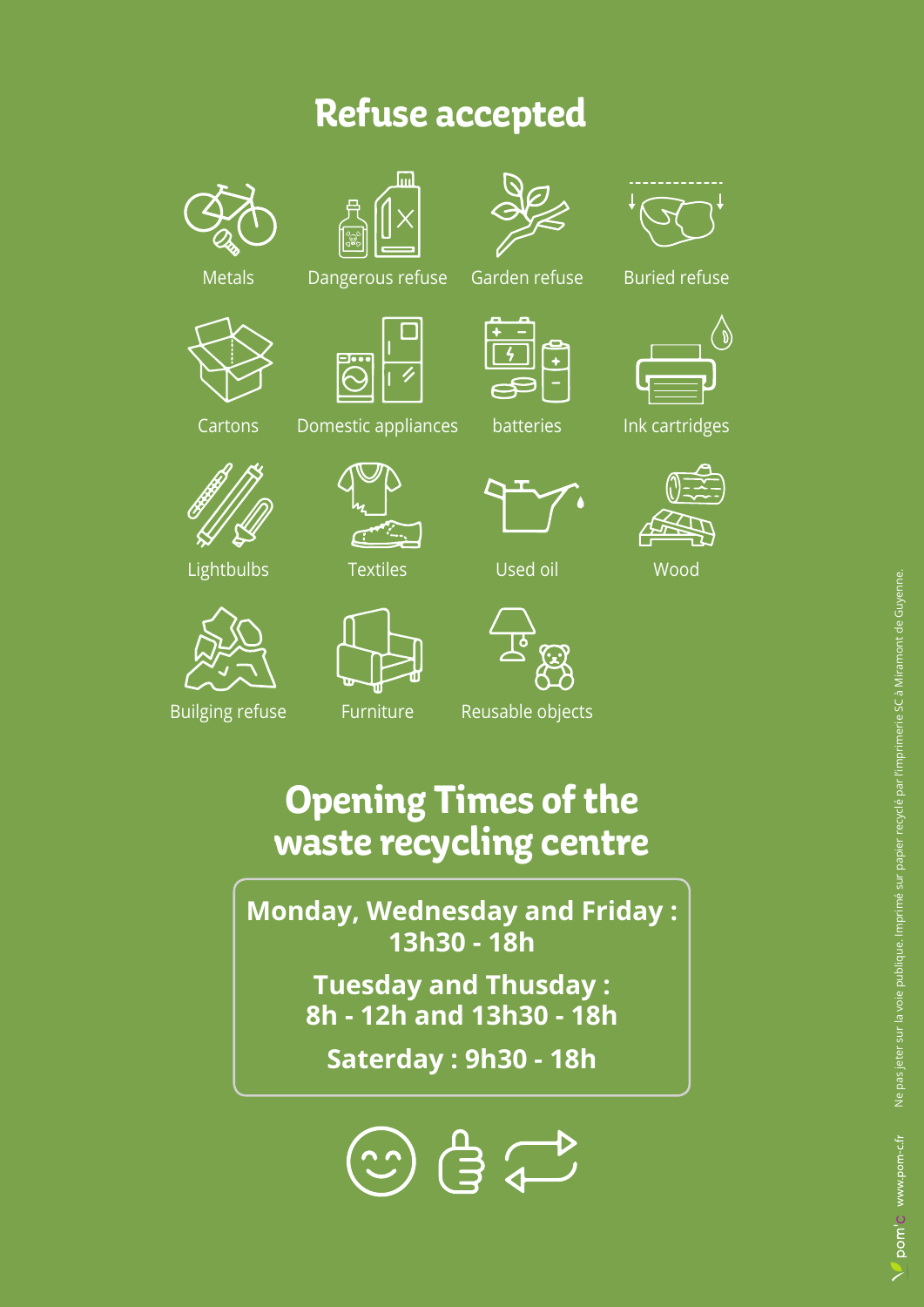# Refuse accepted

Metals
Dangerous refuse
Garden refuse
Buried refuse
Cartons
Domestic appliances
batteries
Ink cartridges
Lightbulbs
Textiles
Used oil
Wood
Builging refuse
Furniture
Reusable objects

# Opening Times of the waste recycling centre

**Monday, Wednesday and Friday : 13h30 - 18h**

**Tuesday and Thusday : 8h - 12h and 13h30 - 18h**

**Saterday : 9h30 - 18h**

Ne pas jeter sur la voie publique. Imprimé sur papier recyclé par l'imprimerie SC à Miramont de Guyenne.

pom'c www.pom-c.fr